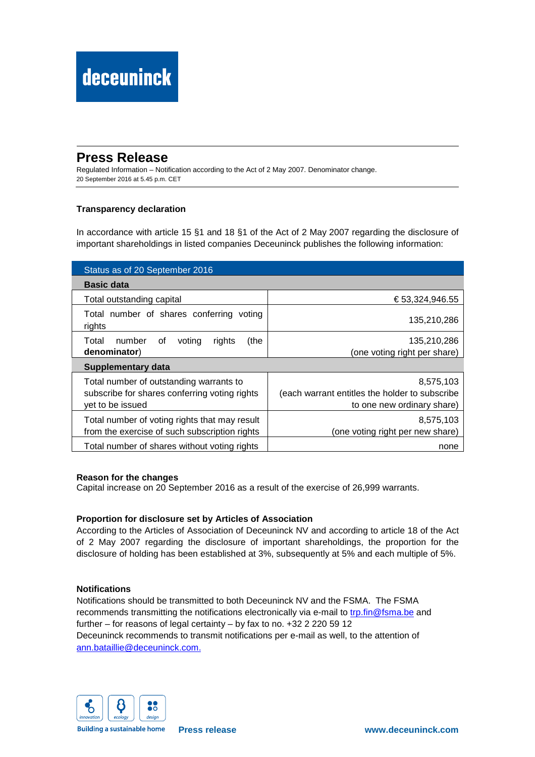deceuninck

# Press Release

Regulated Information – Notification according to the Act of 2 May 2007. Denominator change.
20 September 2016 at 5.45 p.m. CET

### Transparency declaration

In accordance with article 15 §1 and 18 §1 of the Act of 2 May 2007 regarding the disclosure of important shareholdings in listed companies Deceuninck publishes the following information:

| Status as of 20 September 2016 | |
|---|---|
| **Basic data** | |
| Total outstanding capital | € 53,324,946.55 |
| Total number of shares conferring voting rights | 135,210,286 |
| Total number of voting rights (the **denominator**) | 135,210,286 (one voting right per share) |
| **Supplementary data** | |
| Total number of outstanding warrants to subscribe for shares conferring voting rights yet to be issued | 8,575,103 (each warrant entitles the holder to subscribe to one new ordinary share) |
| Total number of voting rights that may result from the exercise of such subscription rights | 8,575,103 (one voting right per new share) |
| Total number of shares without voting rights | none |

**Reason for the changes**
Capital increase on 20 September 2016 as a result of the exercise of 26,999 warrants.

**Proportion for disclosure set by Articles of Association**
According to the Articles of Association of Deceuninck NV and according to article 18 of the Act of 2 May 2007 regarding the disclosure of important shareholdings, the proportion for the disclosure of holding has been established at 3%, subsequently at 5% and each multiple of 5%.

**Notifications**
Notifications should be transmitted to both Deceuninck NV and the FSMA. The FSMA recommends transmitting the notifications electronically via e-mail to trp.fin@fsma.be and further – for reasons of legal certainty – by fax to no. +32 2 220 59 12
Deceuninck recommends to transmit notifications per e-mail as well, to the attention of ann.bataillie@deceuninck.com.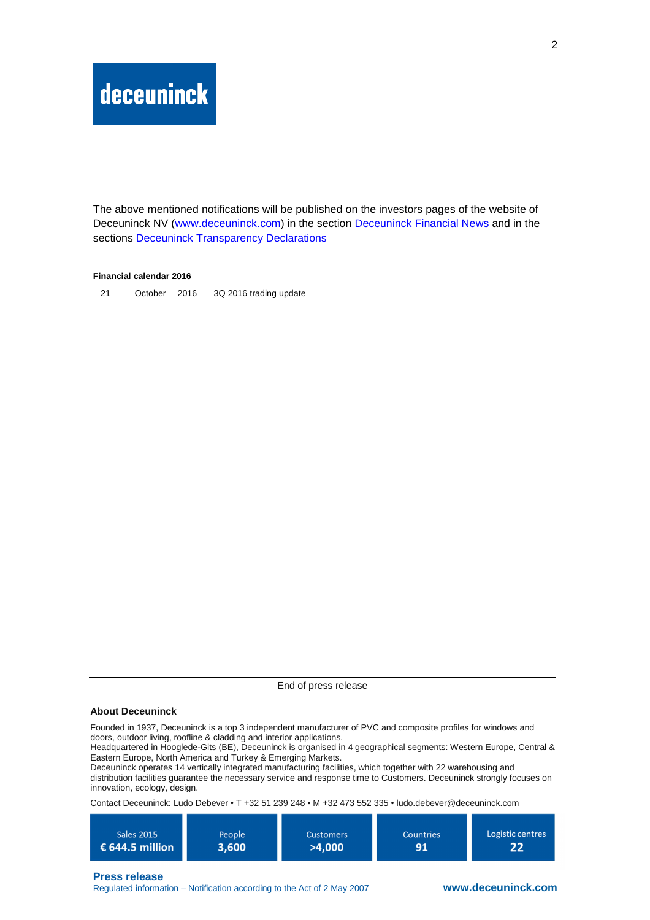The above mentioned notifications will be published on the investors pages of the website of Deceuninck NV (www.deceuninck.com) in the section Deceuninck Financial News and in the sections Deceuninck Transparency Declarations

**Financial calendar 2016**

| | | | |
|---|---|---|---|
| 21 | October | 2016 | 3Q 2016 trading update |

End of press release

**About Deceuninck**

Founded in 1937, Deceuninck is a top 3 independent manufacturer of PVC and composite profiles for windows and doors, outdoor living, roofline & cladding and interior applications.
Headquartered in Hooglede-Gits (BE), Deceuninck is organised in 4 geographical segments: Western Europe, Central & Eastern Europe, North America and Turkey & Emerging Markets.
Deceuninck operates 14 vertically integrated manufacturing facilities, which together with 22 warehousing and distribution facilities guarantee the necessary service and response time to Customers. Deceuninck strongly focuses on innovation, ecology, design.

Contact Deceuninck: Ludo Debever • T +32 51 239 248 • M +32 473 552 335 • ludo.debever@deceuninck.com

| Sales 2015 | People | Customers | Countries | Logistic centres |
|---|---|---|---|---|
| € 644.5 million | 3,600 | >4,000 | 91 | 22 |

**Press release**
Regulated information – Notification according to the Act of 2 May 2007

**www.deceuninck.com**